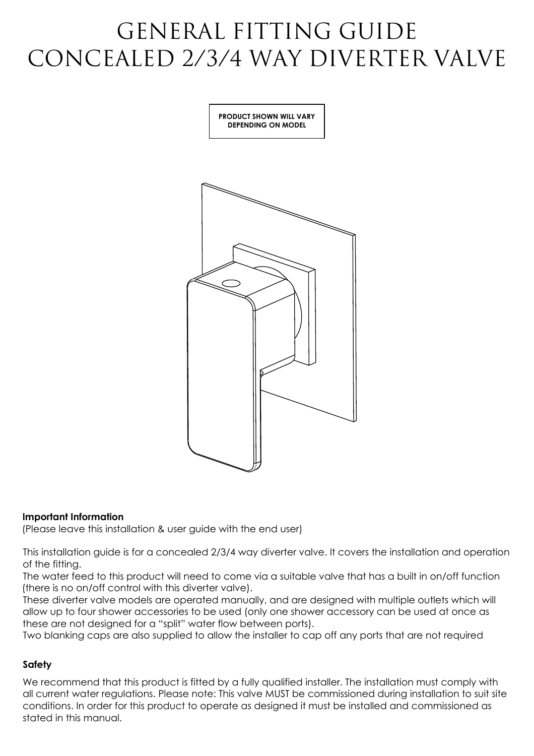# GENERAL FITTING GUIDE
# CONCEALED 2/3/4 WAY DIVERTER VALVE

**PRODUCT SHOWN WILL VARY DEPENDING ON MODEL**

**Important Information**

(Please leave this installation & user guide with the end user)

This installation guide is for a concealed 2/3/4 way diverter valve. It covers the installation and operation of the fitting.
The water feed to this product will need to come via a suitable valve that has a built in on/off function (there is no on/off control with this diverter valve).
These diverter valve models are operated manually, and are designed with multiple outlets which will allow up to four shower accessories to be used (only one shower accessory can be used at once as these are not designed for a "split" water flow between ports).
Two blanking caps are also supplied to allow the installer to cap off any ports that are not required

**Safety**

We recommend that this product is fitted by a fully qualified installer. The installation must comply with all current water regulations. Please note: This valve MUST be commissioned during installation to suit site conditions. In order for this product to operate as designed it must be installed and commissioned as stated in this manual.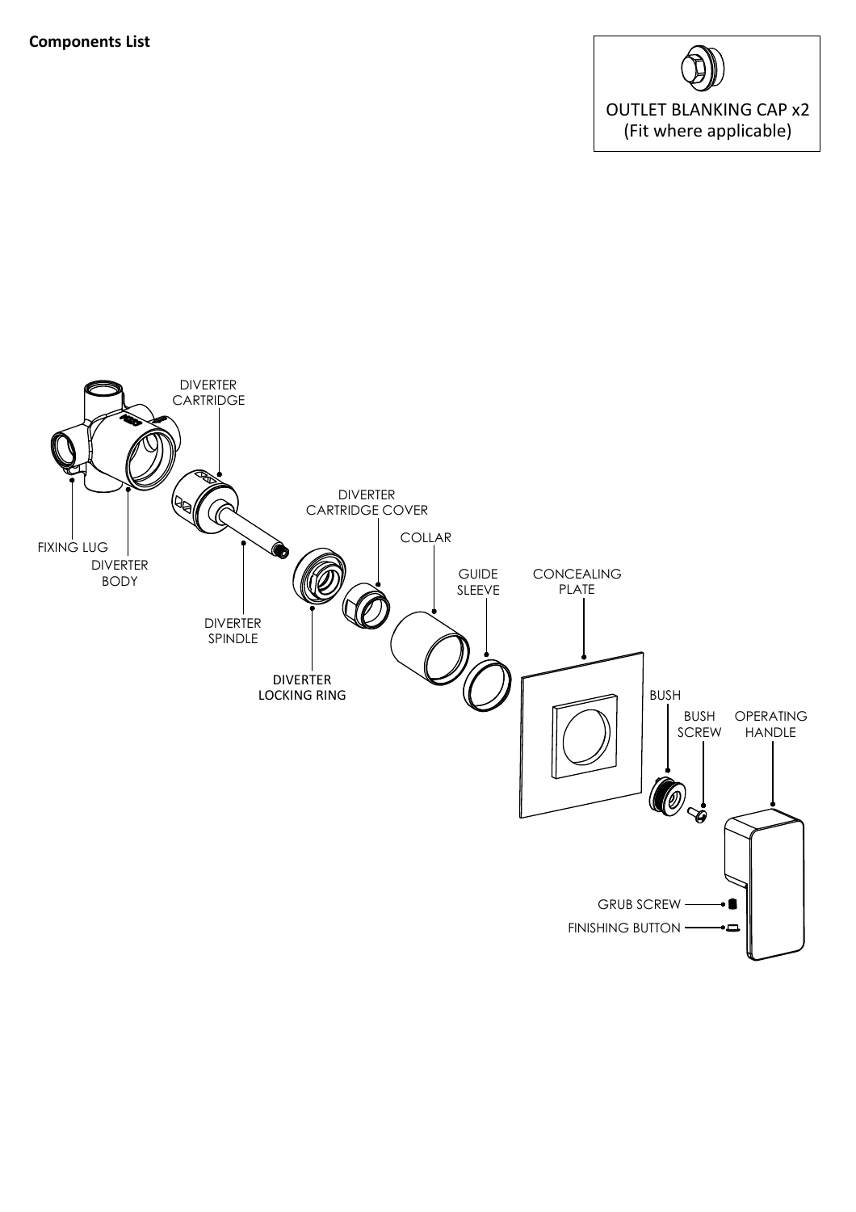**Components List**

OUTLET BLANKING CAP x2
(Fit where applicable)

DIVERTER CARTRIDGE

FIXING LUG

DIVERTER BODY

DIVERTER SPINDLE

DIVERTER LOCKING RING

DIVERTER CARTRIDGE COVER

COLLAR

GUIDE SLEEVE

CONCEALING PLATE

BUSH

BUSH SCREW

OPERATING HANDLE

GRUB SCREW

FINISHING BUTTON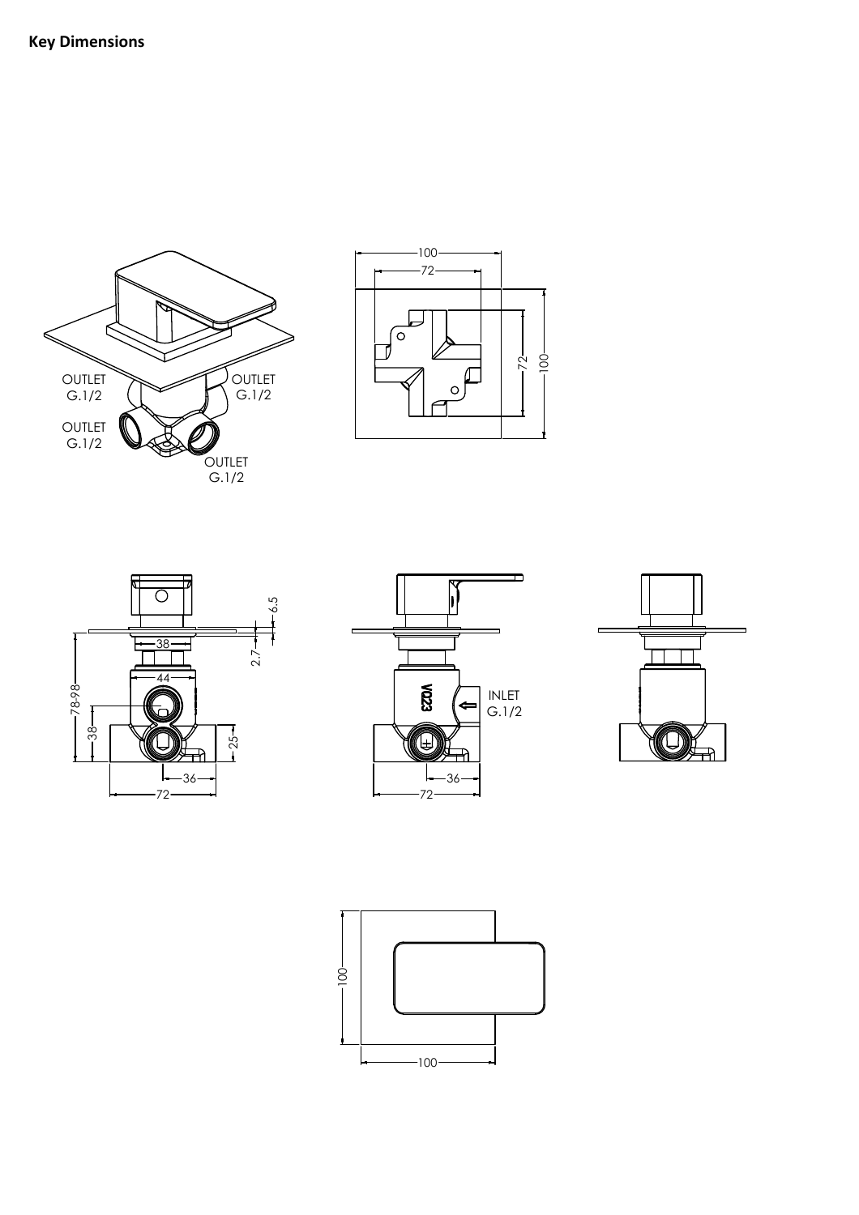**Key Dimensions**

OUTLET G.1/2

OUTLET G.1/2

OUTLET G.1/2

OUTLET G.1/2

100

72

72

100

6.5

2.7

38

44

78-98

38

25

36

72

VQ23

INLET G.1/2

36

72

100

100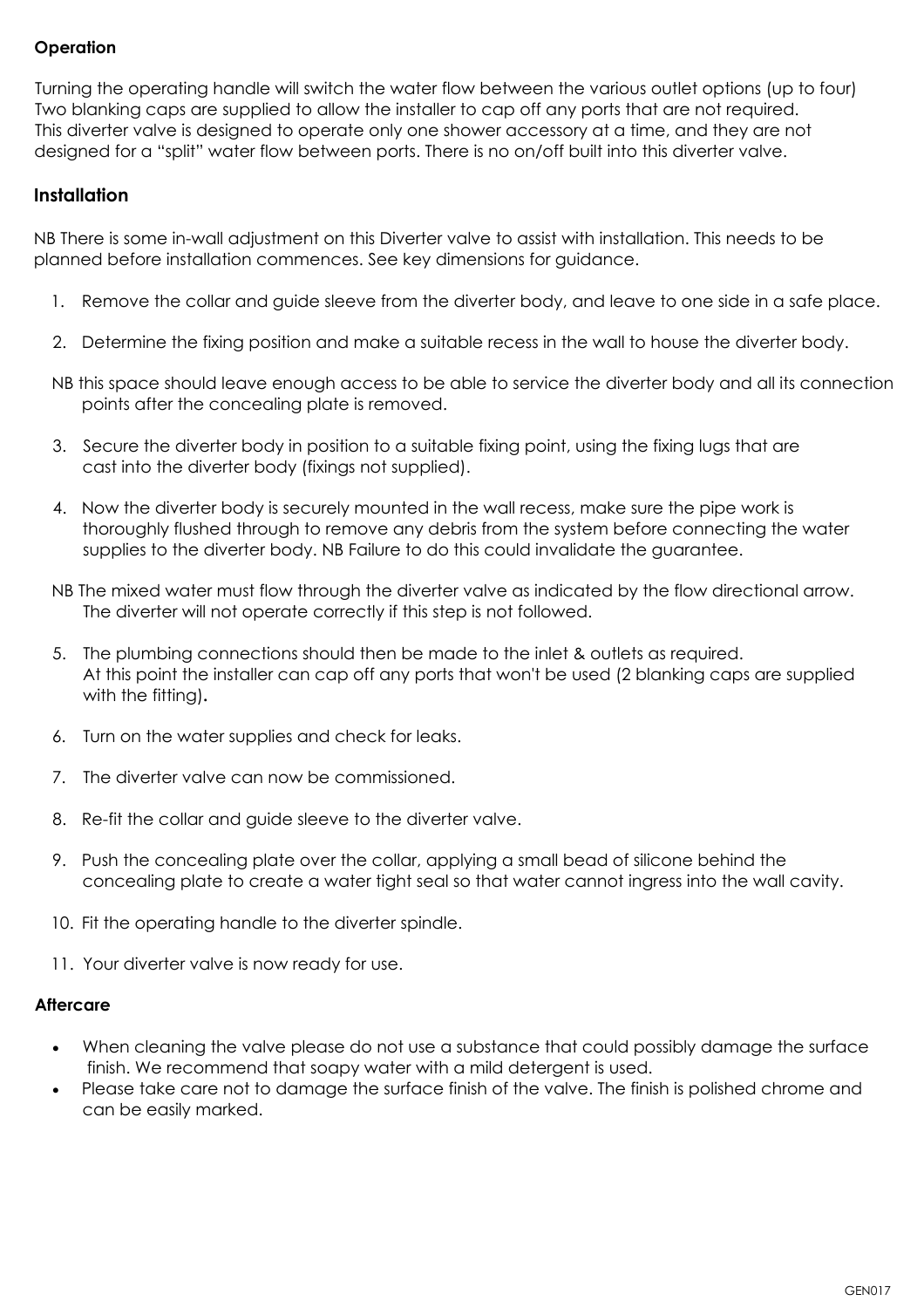**Operation**

Turning the operating handle will switch the water flow between the various outlet options (up to four)
Two blanking caps are supplied to allow the installer to cap off any ports that are not required.
This diverter valve is designed to operate only one shower accessory at a time, and they are not designed for a "split" water flow between ports. There is no on/off built into this diverter valve.

## Installation

NB There is some in-wall adjustment on this Diverter valve to assist with installation. This needs to be planned before installation commences. See key dimensions for guidance.

1. Remove the collar and guide sleeve from the diverter body, and leave to one side in a safe place.

2. Determine the fixing position and make a suitable recess in the wall to house the diverter body.

   NB this space should leave enough access to be able to service the diverter body and all its connection points after the concealing plate is removed.

3. Secure the diverter body in position to a suitable fixing point, using the fixing lugs that are cast into the diverter body (fixings not supplied).

4. Now the diverter body is securely mounted in the wall recess, make sure the pipe work is thoroughly flushed through to remove any debris from the system before connecting the water supplies to the diverter body. NB Failure to do this could invalidate the guarantee.

   NB The mixed water must flow through the diverter valve as indicated by the flow directional arrow. The diverter will not operate correctly if this step is not followed.

5. The plumbing connections should then be made to the inlet & outlets as required.
   At this point the installer can cap off any ports that won't be used (2 blanking caps are supplied with the fitting).

6. Turn on the water supplies and check for leaks.

7. The diverter valve can now be commissioned.

8. Re-fit the collar and guide sleeve to the diverter valve.

9. Push the concealing plate over the collar, applying a small bead of silicone behind the concealing plate to create a water tight seal so that water cannot ingress into the wall cavity.

10. Fit the operating handle to the diverter spindle.

11. Your diverter valve is now ready for use.

**Aftercare**

- When cleaning the valve please do not use a substance that could possibly damage the surface finish. We recommend that soapy water with a mild detergent is used.
- Please take care not to damage the surface finish of the valve. The finish is polished chrome and can be easily marked.

GEN017